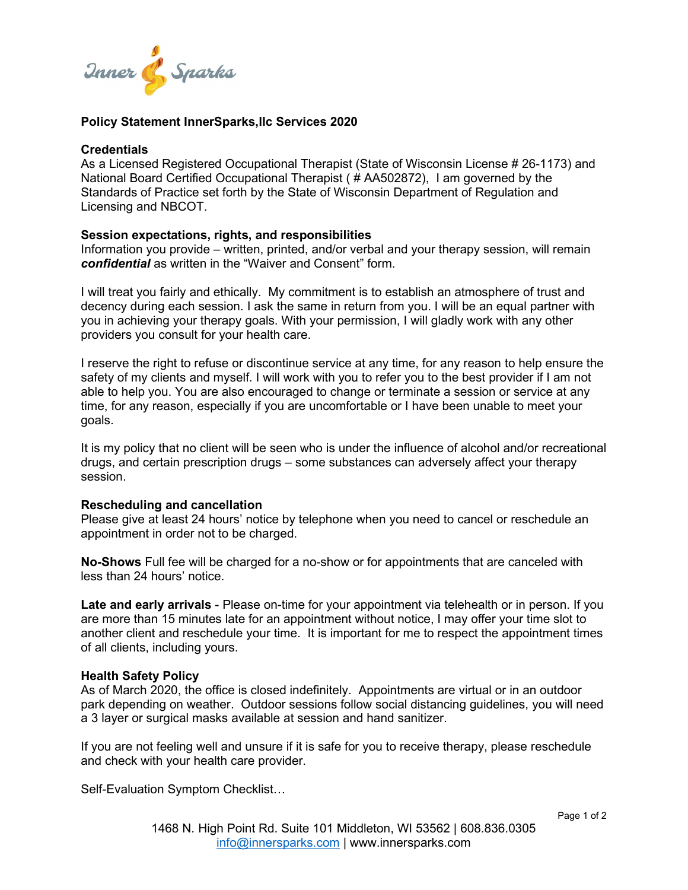Inner Sparks

## Policy Statement InnerSparks,llc Services 2020

### Credentials

As a Licensed Registered Occupational Therapist (State of Wisconsin License # 26-1173) and National Board Certified Occupational Therapist ( # AA502872), I am governed by the Standards of Practice set forth by the State of Wisconsin Department of Regulation and Licensing and NBCOT.

### Session expectations, rights, and responsibilities

Information you provide – written, printed, and/or verbal and your therapy session, will remain ***confidential*** as written in the "Waiver and Consent" form.

I will treat you fairly and ethically. My commitment is to establish an atmosphere of trust and decency during each session. I ask the same in return from you. I will be an equal partner with you in achieving your therapy goals. With your permission, I will gladly work with any other providers you consult for your health care.

I reserve the right to refuse or discontinue service at any time, for any reason to help ensure the safety of my clients and myself. I will work with you to refer you to the best provider if I am not able to help you. You are also encouraged to change or terminate a session or service at any time, for any reason, especially if you are uncomfortable or I have been unable to meet your goals.

It is my policy that no client will be seen who is under the influence of alcohol and/or recreational drugs, and certain prescription drugs – some substances can adversely affect your therapy session.

### Rescheduling and cancellation

Please give at least 24 hours' notice by telephone when you need to cancel or reschedule an appointment in order not to be charged.

**No-Shows** Full fee will be charged for a no-show or for appointments that are canceled with less than 24 hours' notice.

**Late and early arrivals** - Please on-time for your appointment via telehealth or in person. If you are more than 15 minutes late for an appointment without notice, I may offer your time slot to another client and reschedule your time. It is important for me to respect the appointment times of all clients, including yours.

### Health Safety Policy

As of March 2020, the office is closed indefinitely. Appointments are virtual or in an outdoor park depending on weather. Outdoor sessions follow social distancing guidelines, you will need a 3 layer or surgical masks available at session and hand sanitizer.

If you are not feeling well and unsure if it is safe for you to receive therapy, please reschedule and check with your health care provider.

Self-Evaluation Symptom Checklist…

1468 N. High Point Rd. Suite 101 Middleton, WI 53562 | 608.836.0305
info@innersparks.com | www.innersparks.com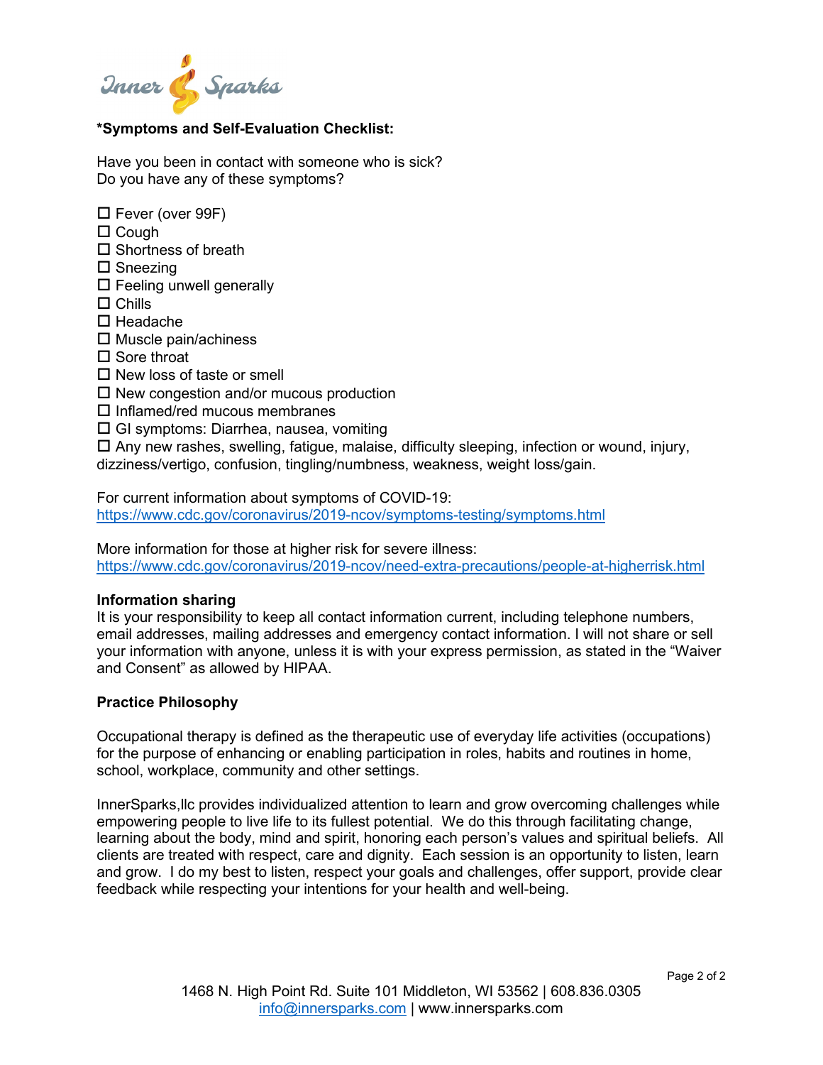**\*Symptoms and Self-Evaluation Checklist:**

Have you been in contact with someone who is sick?
Do you have any of these symptoms?

- ☐ Fever (over 99F)
- ☐ Cough
- ☐ Shortness of breath
- ☐ Sneezing
- ☐ Feeling unwell generally
- ☐ Chills
- ☐ Headache
- ☐ Muscle pain/achiness
- ☐ Sore throat
- ☐ New loss of taste or smell
- ☐ New congestion and/or mucous production
- ☐ Inflamed/red mucous membranes
- ☐ GI symptoms: Diarrhea, nausea, vomiting
- ☐ Any new rashes, swelling, fatigue, malaise, difficulty sleeping, infection or wound, injury, dizziness/vertigo, confusion, tingling/numbness, weakness, weight loss/gain.

For current information about symptoms of COVID-19:
https://www.cdc.gov/coronavirus/2019-ncov/symptoms-testing/symptoms.html

More information for those at higher risk for severe illness:
https://www.cdc.gov/coronavirus/2019-ncov/need-extra-precautions/people-at-higherrisk.html

**Information sharing**

It is your responsibility to keep all contact information current, including telephone numbers, email addresses, mailing addresses and emergency contact information. I will not share or sell your information with anyone, unless it is with your express permission, as stated in the "Waiver and Consent" as allowed by HIPAA.

**Practice Philosophy**

Occupational therapy is defined as the therapeutic use of everyday life activities (occupations) for the purpose of enhancing or enabling participation in roles, habits and routines in home, school, workplace, community and other settings.

InnerSparks,llc provides individualized attention to learn and grow overcoming challenges while empowering people to live life to its fullest potential. We do this through facilitating change, learning about the body, mind and spirit, honoring each person's values and spiritual beliefs. All clients are treated with respect, care and dignity. Each session is an opportunity to listen, learn and grow. I do my best to listen, respect your goals and challenges, offer support, provide clear feedback while respecting your intentions for your health and well-being.